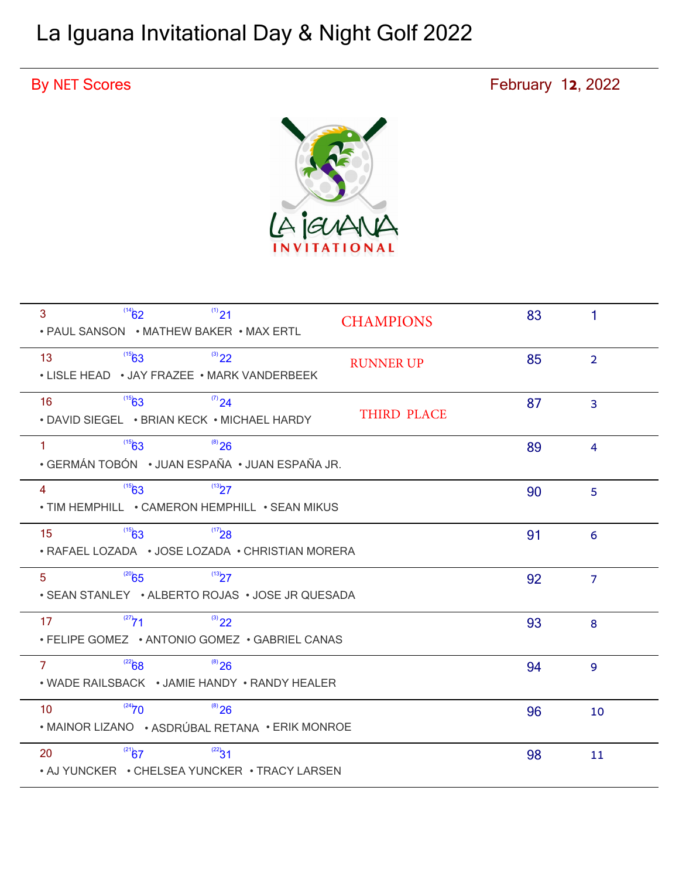# La Iguana Invitational Day & Night Golf 2022

By NET Scores — February 12, 2022

LA IGUANA INVITATIONAL

| Team | Score 1 | Score 2 | Players | Place | Net | Rank |
|---|---|---|---|---|---|---|
| 3 | (14) 62 | (1) 21 | • PAUL SANSON • MATHEW BAKER • MAX ERTL | CHAMPIONS | 83 | 1 |
| 13 | (15) 63 | (3) 22 | • LISLE HEAD • JAY FRAZEE • MARK VANDERBEEK | RUNNER UP | 85 | 2 |
| 16 | (15) 63 | (7) 24 | • DAVID SIEGEL • BRIAN KECK • MICHAEL HARDY | THIRD PLACE | 87 | 3 |
| 1 | (15) 63 | (8) 26 | • GERMÁN TOBÓN • JUAN ESPAÑA • JUAN ESPAÑA JR. | | 89 | 4 |
| 4 | (15) 63 | (13) 27 | • TIM HEMPHILL • CAMERON HEMPHILL • SEAN MIKUS | | 90 | 5 |
| 15 | (15) 63 | (17) 28 | • RAFAEL LOZADA • JOSE LOZADA • CHRISTIAN MORERA | | 91 | 6 |
| 5 | (20) 65 | (13) 27 | • SEAN STANLEY • ALBERTO ROJAS • JOSE JR QUESADA | | 92 | 7 |
| 17 | (27) 71 | (3) 22 | • FELIPE GOMEZ • ANTONIO GOMEZ • GABRIEL CANAS | | 93 | 8 |
| 7 | (22) 68 | (8) 26 | • WADE RAILSBACK • JAMIE HANDY • RANDY HEALER | | 94 | 9 |
| 10 | (24) 70 | (8) 26 | • MAINOR LIZANO • ASDRÚBAL RETANA • ERIK MONROE | | 96 | 10 |
| 20 | (21) 67 | (22) 31 | • AJ YUNCKER • CHELSEA YUNCKER • TRACY LARSEN | | 98 | 11 |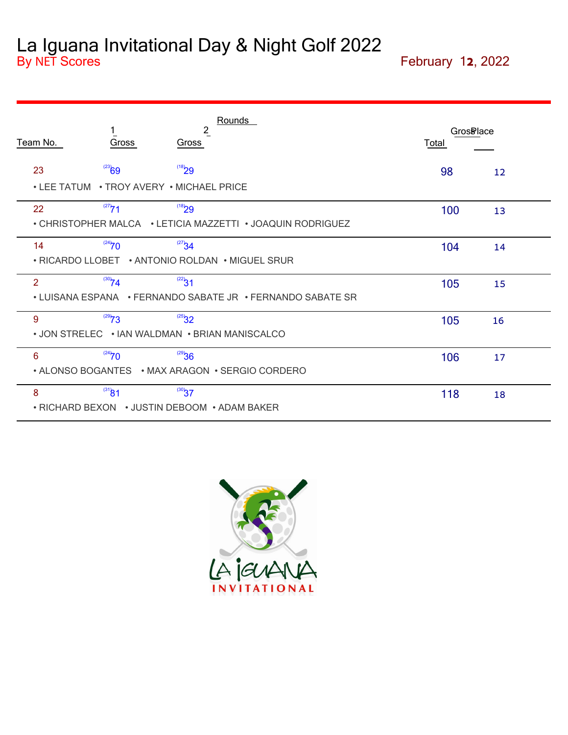# La Iguana Invitational Day & Night Golf 2022

By NET Scores

February 12, 2022

| Team No. | Round 1 Gross | Round 2 Gross | Total | Place |
|---|---|---|---|---|
| 23 | (23) 69 | (18) 29 | 98 | 12 |
| • LEE TATUM • TROY AVERY • MICHAEL PRICE | | | | |
| 22 | (27) 71 | (18) 29 | 100 | 13 |
| • CHRISTOPHER MALCA • LETICIA MAZZETTI • JOAQUIN RODRIGUEZ | | | | |
| 14 | (24) 70 | (27) 34 | 104 | 14 |
| • RICARDO LLOBET • ANTONIO ROLDAN • MIGUEL SRUR | | | | |
| 2 | (30) 74 | (22) 31 | 105 | 15 |
| • LUISANA ESPANA • FERNANDO SABATE JR • FERNANDO SABATE SR | | | | |
| 9 | (29) 73 | (25) 32 | 105 | 16 |
| • JON STRELEC • IAN WALDMAN • BRIAN MANISCALCO | | | | |
| 6 | (24) 70 | (29) 36 | 106 | 17 |
| • ALONSO BOGANTES • MAX ARAGON • SERGIO CORDERO | | | | |
| 8 | (31) 81 | (30) 37 | 118 | 18 |
| • RICHARD BEXON • JUSTIN DEBOOM • ADAM BAKER | | | | |

LA IGUANA INVITATIONAL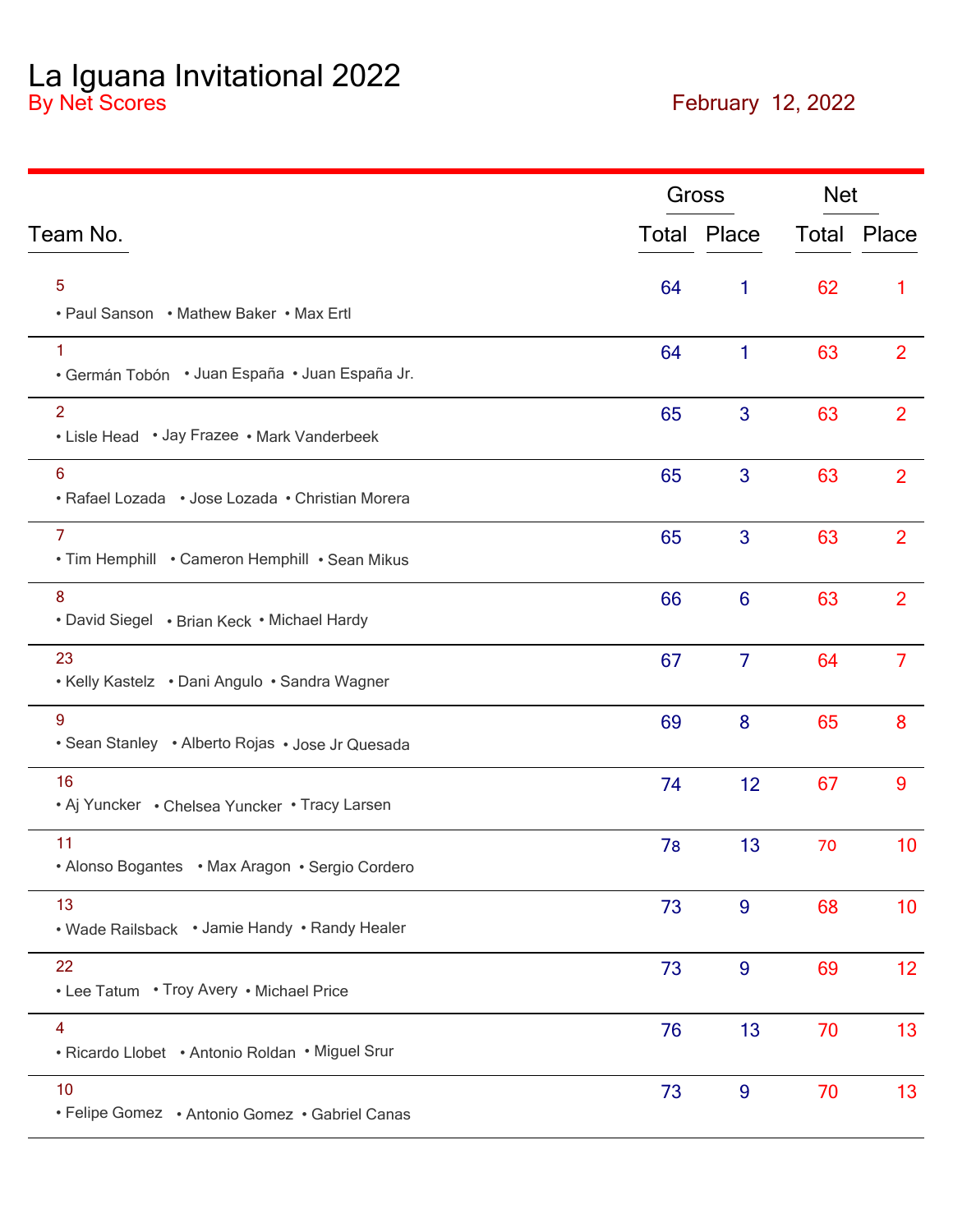# La Iguana Invitational 2022

By Net Scores

February 12, 2022

| Team No. | Gross Total | Gross Place | Net Total | Net Place |
|---|---|---|---|---|
| 5 • Paul Sanson • Mathew Baker • Max Ertl | 64 | 1 | 62 | 1 |
| 1 • Germán Tobón • Juan España • Juan España Jr. | 64 | 1 | 63 | 2 |
| 2 • Lisle Head • Jay Frazee • Mark Vanderbeek | 65 | 3 | 63 | 2 |
| 6 • Rafael Lozada • Jose Lozada • Christian Morera | 65 | 3 | 63 | 2 |
| 7 • Tim Hemphill • Cameron Hemphill • Sean Mikus | 65 | 3 | 63 | 2 |
| 8 • David Siegel • Brian Keck • Michael Hardy | 66 | 6 | 63 | 2 |
| 23 • Kelly Kastelz • Dani Angulo • Sandra Wagner | 67 | 7 | 64 | 7 |
| 9 • Sean Stanley • Alberto Rojas • Jose Jr Quesada | 69 | 8 | 65 | 8 |
| 16 • Aj Yuncker • Chelsea Yuncker • Tracy Larsen | 74 | 12 | 67 | 9 |
| 11 • Alonso Bogantes • Max Aragon • Sergio Cordero | 78 | 13 | 70 | 10 |
| 13 • Wade Railsback • Jamie Handy • Randy Healer | 73 | 9 | 68 | 10 |
| 22 • Lee Tatum • Troy Avery • Michael Price | 73 | 9 | 69 | 12 |
| 4 • Ricardo Llobet • Antonio Roldan • Miguel Srur | 76 | 13 | 70 | 13 |
| 10 • Felipe Gomez • Antonio Gomez • Gabriel Canas | 73 | 9 | 70 | 13 |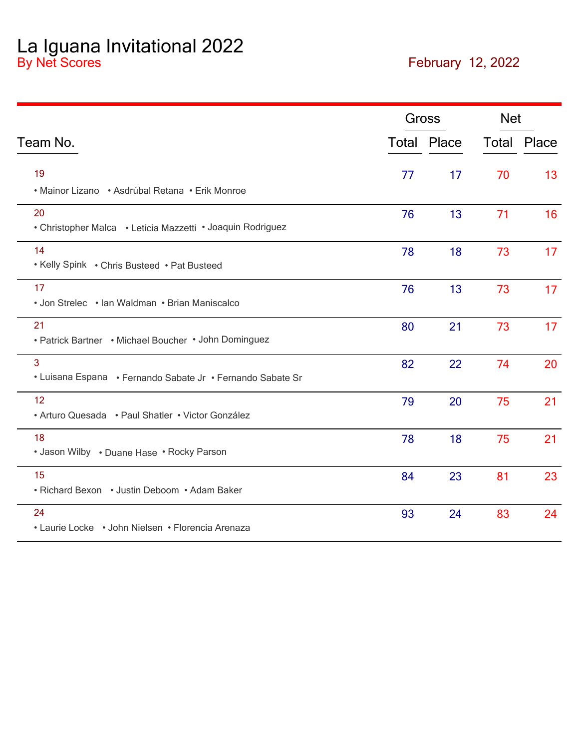# La Iguana Invitational 2022

By Net Scores

February 12, 2022

| Team No. | Gross | | Net | |
|---|---|---|---|---|
| | Total | Place | Total | Place |
| 19<br>• Mainor Lizano • Asdrúbal Retana • Erik Monroe | 77 | 17 | 70 | 13 |
| 20<br>• Christopher Malca • Leticia Mazzetti • Joaquin Rodriguez | 76 | 13 | 71 | 16 |
| 14<br>• Kelly Spink • Chris Busteed • Pat Busteed | 78 | 18 | 73 | 17 |
| 17<br>• Jon Strelec • Ian Waldman • Brian Maniscalco | 76 | 13 | 73 | 17 |
| 21<br>• Patrick Bartner • Michael Boucher • John Dominguez | 80 | 21 | 73 | 17 |
| 3<br>• Luisana Espana • Fernando Sabate Jr • Fernando Sabate Sr | 82 | 22 | 74 | 20 |
| 12<br>• Arturo Quesada • Paul Shatler • Victor González | 79 | 20 | 75 | 21 |
| 18<br>• Jason Wilby • Duane Hase • Rocky Parson | 78 | 18 | 75 | 21 |
| 15<br>• Richard Bexon • Justin Deboom • Adam Baker | 84 | 23 | 81 | 23 |
| 24<br>• Laurie Locke • John Nielsen • Florencia Arenaza | 93 | 24 | 83 | 24 |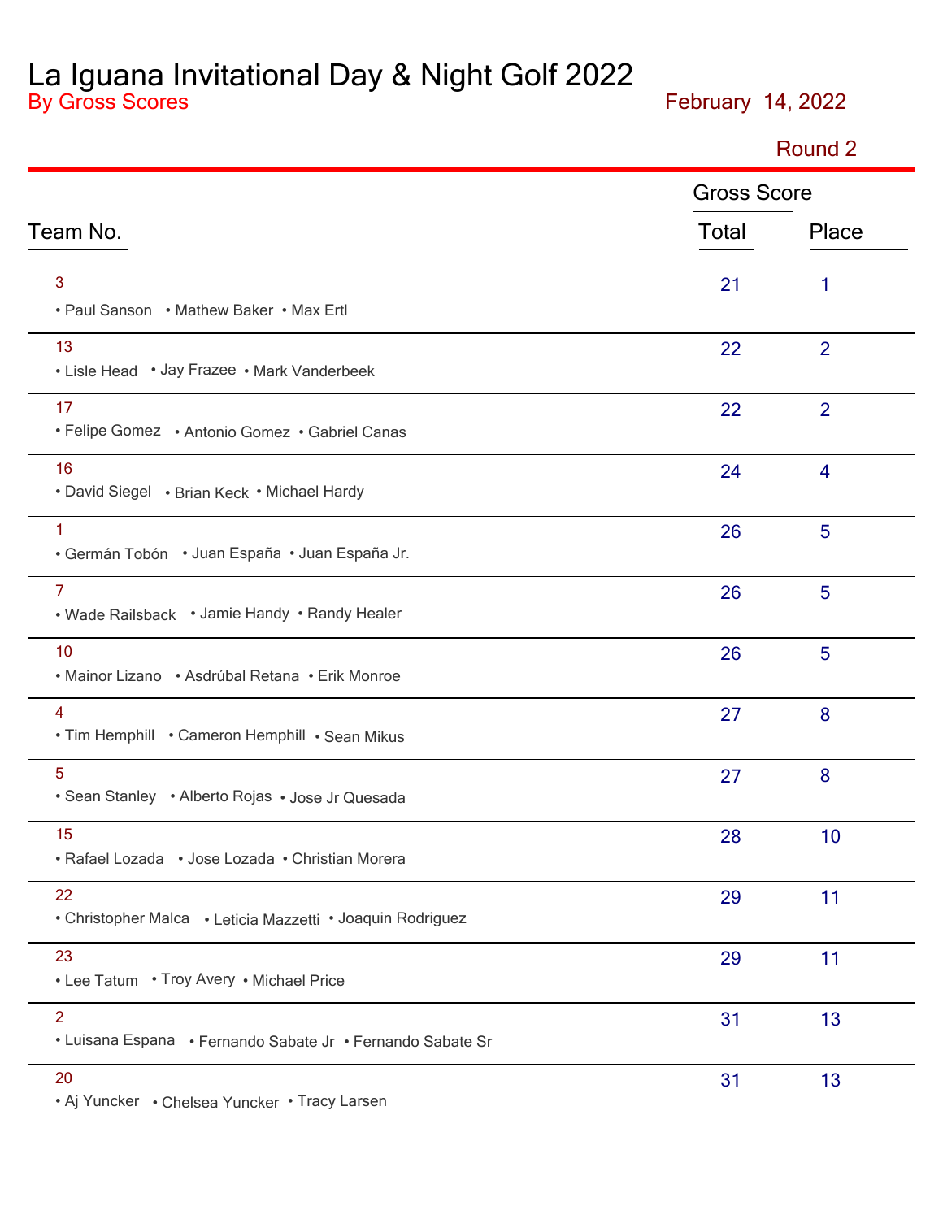# La Iguana Invitational Day & Night Golf 2022

By Gross Scores

February 14, 2022

Round 2

| Team No. | Gross Score Total | Place |
|---|---|---|
| 3<br>• Paul Sanson • Mathew Baker • Max Ertl | 21 | 1 |
| 13<br>• Lisle Head • Jay Frazee • Mark Vanderbeek | 22 | 2 |
| 17<br>• Felipe Gomez • Antonio Gomez • Gabriel Canas | 22 | 2 |
| 16<br>• David Siegel • Brian Keck • Michael Hardy | 24 | 4 |
| 1<br>• Germán Tobón • Juan España • Juan España Jr. | 26 | 5 |
| 7<br>• Wade Railsback • Jamie Handy • Randy Healer | 26 | 5 |
| 10<br>• Mainor Lizano • Asdrúbal Retana • Erik Monroe | 26 | 5 |
| 4<br>• Tim Hemphill • Cameron Hemphill • Sean Mikus | 27 | 8 |
| 5<br>• Sean Stanley • Alberto Rojas • Jose Jr Quesada | 27 | 8 |
| 15<br>• Rafael Lozada • Jose Lozada • Christian Morera | 28 | 10 |
| 22<br>• Christopher Malca • Leticia Mazzetti • Joaquin Rodriguez | 29 | 11 |
| 23<br>• Lee Tatum • Troy Avery • Michael Price | 29 | 11 |
| 2<br>• Luisana Espana • Fernando Sabate Jr • Fernando Sabate Sr | 31 | 13 |
| 20<br>• Aj Yuncker • Chelsea Yuncker • Tracy Larsen | 31 | 13 |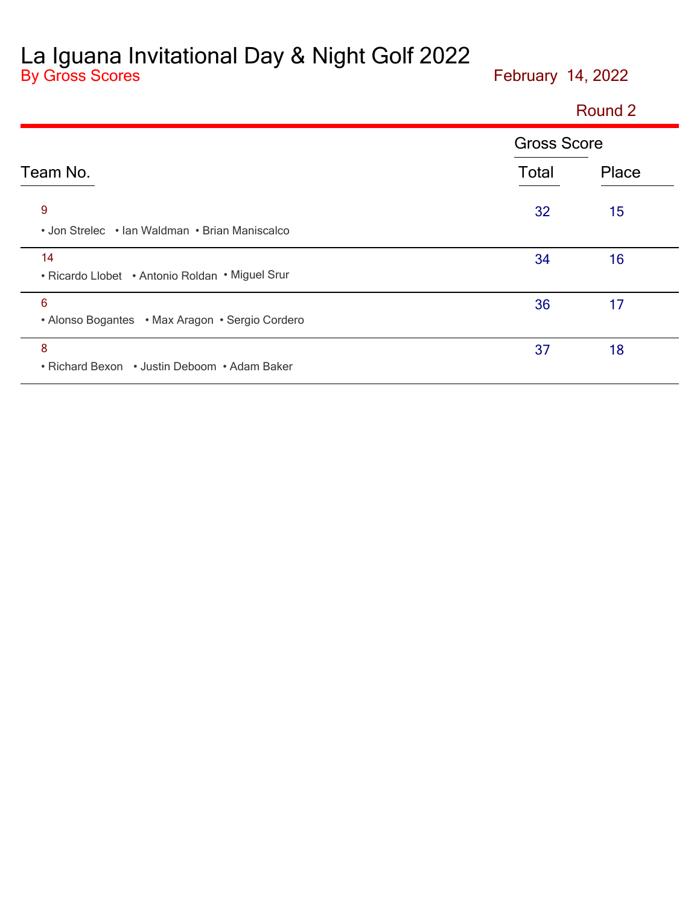# La Iguana Invitational Day & Night Golf 2022

By Gross Scores

February 14, 2022

Round 2

| Team No. | Gross Score Total | Gross Score Place |
|---|---|---|
| 9 • Jon Strelec • Ian Waldman • Brian Maniscalco | 32 | 15 |
| 14 • Ricardo Llobet • Antonio Roldan • Miguel Srur | 34 | 16 |
| 6 • Alonso Bogantes • Max Aragon • Sergio Cordero | 36 | 17 |
| 8 • Richard Bexon • Justin Deboom • Adam Baker | 37 | 18 |